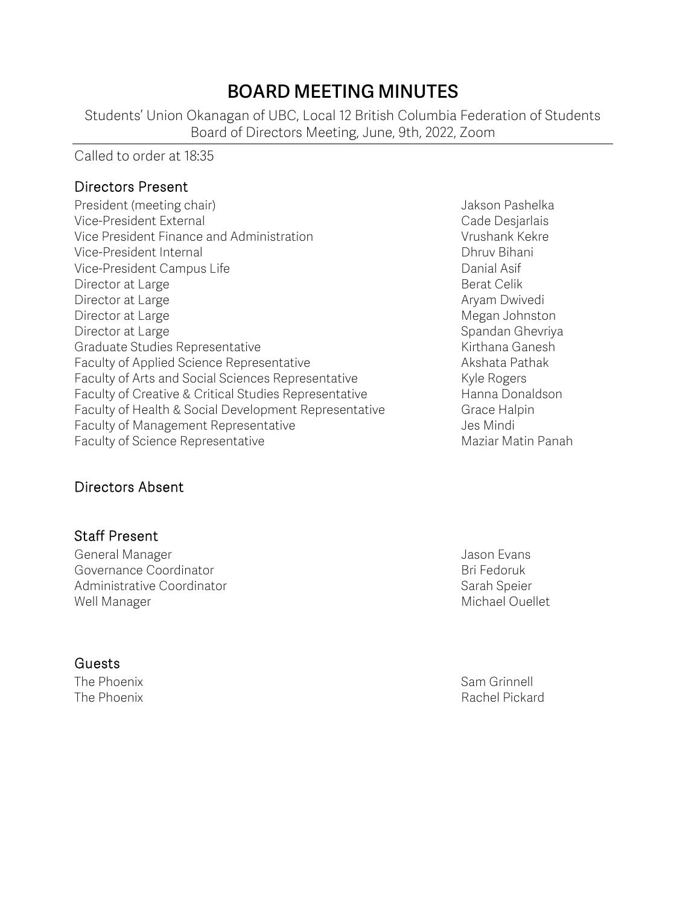# BOARD MEETING MINUTES

Students' Union Okanagan of UBC, Local 12 British Columbia Federation of Students
Board of Directors Meeting, June, 9th, 2022, Zoom

---

Called to order at 18:35

## Directors Present

| | |
|---|---|
| President (meeting chair) | Jakson Pashelka |
| Vice-President External | Cade Desjarlais |
| Vice President Finance and Administration | Vrushank Kekre |
| Vice-President Internal | Dhruv Bihani |
| Vice-President Campus Life | Danial Asif |
| Director at Large | Berat Celik |
| Director at Large | Aryam Dwivedi |
| Director at Large | Megan Johnston |
| Director at Large | Spandan Ghevriya |
| Graduate Studies Representative | Kirthana Ganesh |
| Faculty of Applied Science Representative | Akshata Pathak |
| Faculty of Arts and Social Sciences Representative | Kyle Rogers |
| Faculty of Creative & Critical Studies Representative | Hanna Donaldson |
| Faculty of Health & Social Development Representative | Grace Halpin |
| Faculty of Management Representative | Jes Mindi |
| Faculty of Science Representative | Maziar Matin Panah |

## Directors Absent

## Staff Present

| | |
|---|---|
| General Manager | Jason Evans |
| Governance Coordinator | Bri Fedoruk |
| Administrative Coordinator | Sarah Speier |
| Well Manager | Michael Ouellet |

## Guests

| | |
|---|---|
| The Phoenix | Sam Grinnell |
| The Phoenix | Rachel Pickard |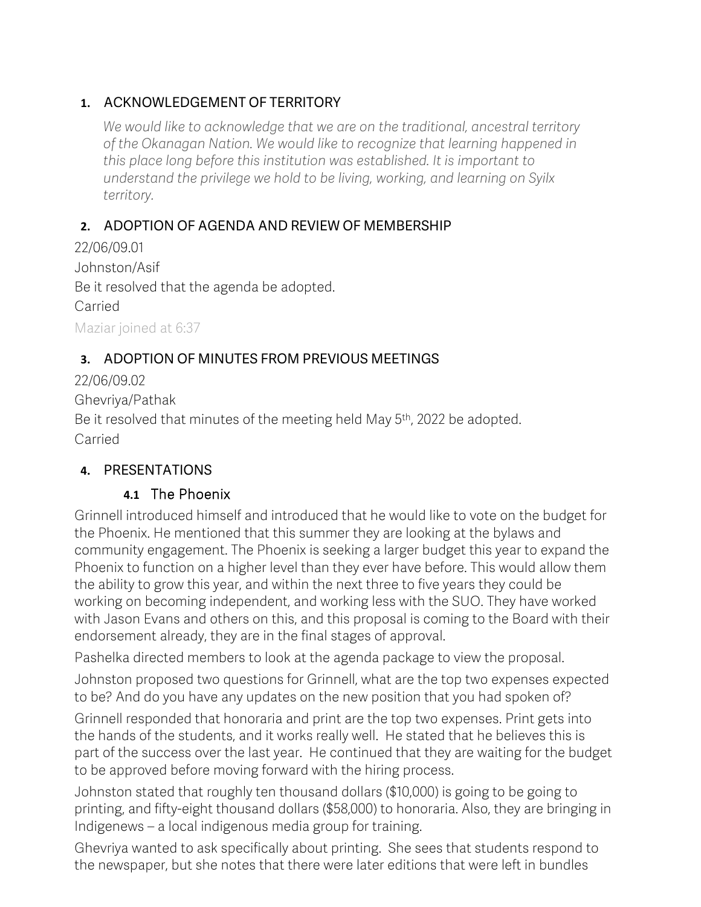## 1. ACKNOWLEDGEMENT OF TERRITORY

*We would like to acknowledge that we are on the traditional, ancestral territory of the Okanagan Nation. We would like to recognize that learning happened in this place long before this institution was established. It is important to understand the privilege we hold to be living, working, and learning on Syilx territory.*

## 2. ADOPTION OF AGENDA AND REVIEW OF MEMBERSHIP

22/06/09.01

Johnston/Asif

Be it resolved that the agenda be adopted.

Carried

Maziar joined at 6:37

## 3. ADOPTION OF MINUTES FROM PREVIOUS MEETINGS

22/06/09.02

Ghevriya/Pathak

Be it resolved that minutes of the meeting held May 5th, 2022 be adopted.

Carried

## 4. PRESENTATIONS

### 4.1 The Phoenix

Grinnell introduced himself and introduced that he would like to vote on the budget for the Phoenix. He mentioned that this summer they are looking at the bylaws and community engagement. The Phoenix is seeking a larger budget this year to expand the Phoenix to function on a higher level than they ever have before. This would allow them the ability to grow this year, and within the next three to five years they could be working on becoming independent, and working less with the SUO. They have worked with Jason Evans and others on this, and this proposal is coming to the Board with their endorsement already, they are in the final stages of approval.

Pashelka directed members to look at the agenda package to view the proposal.

Johnston proposed two questions for Grinnell, what are the top two expenses expected to be? And do you have any updates on the new position that you had spoken of?

Grinnell responded that honoraria and print are the top two expenses. Print gets into the hands of the students, and it works really well. He stated that he believes this is part of the success over the last year. He continued that they are waiting for the budget to be approved before moving forward with the hiring process.

Johnston stated that roughly ten thousand dollars ($10,000) is going to be going to printing, and fifty-eight thousand dollars ($58,000) to honoraria. Also, they are bringing in Indigenews – a local indigenous media group for training.

Ghevriya wanted to ask specifically about printing. She sees that students respond to the newspaper, but she notes that there were later editions that were left in bundles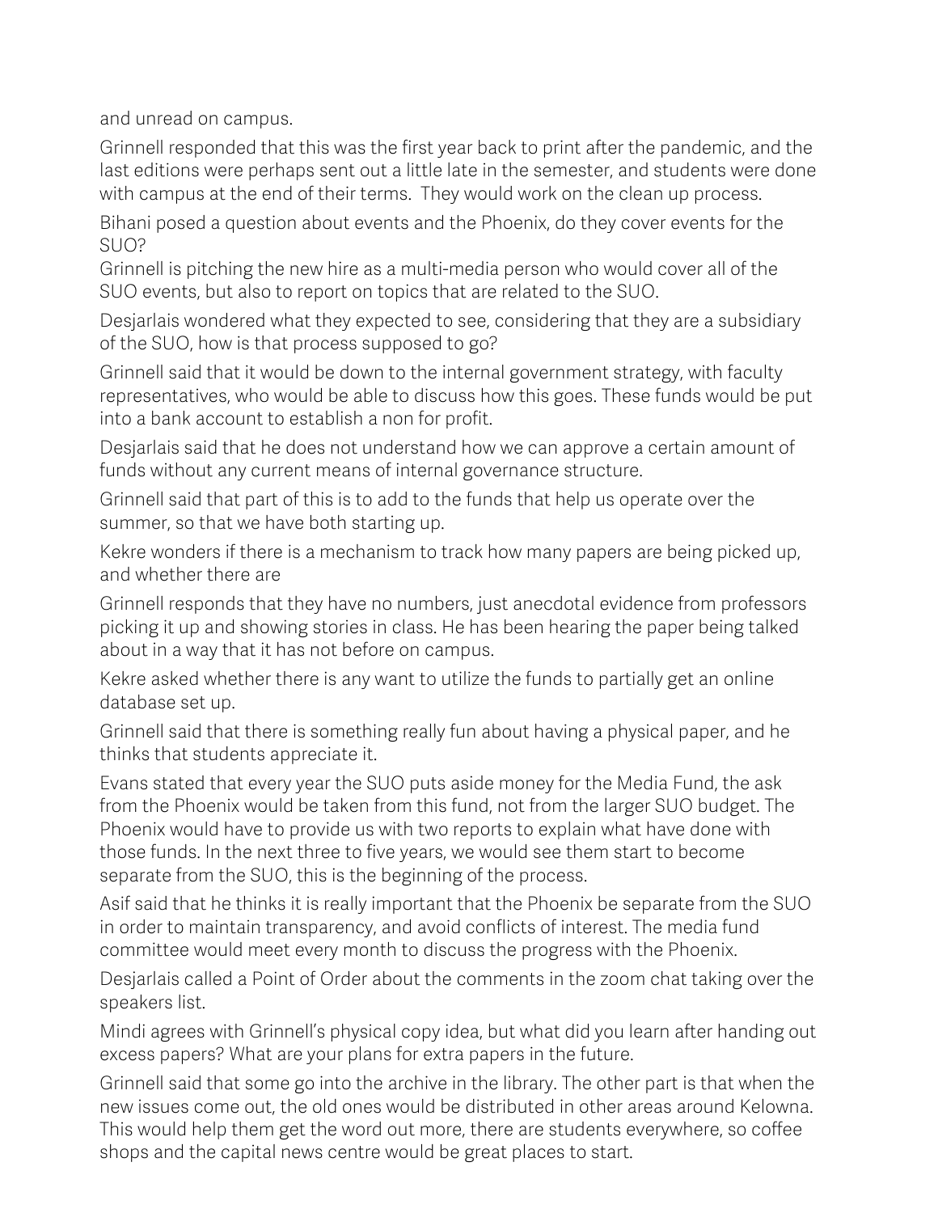and unread on campus.

Grinnell responded that this was the first year back to print after the pandemic, and the last editions were perhaps sent out a little late in the semester, and students were done with campus at the end of their terms. They would work on the clean up process.

Bihani posed a question about events and the Phoenix, do they cover events for the SUO?

Grinnell is pitching the new hire as a multi-media person who would cover all of the SUO events, but also to report on topics that are related to the SUO.

Desjarlais wondered what they expected to see, considering that they are a subsidiary of the SUO, how is that process supposed to go?

Grinnell said that it would be down to the internal government strategy, with faculty representatives, who would be able to discuss how this goes. These funds would be put into a bank account to establish a non for profit.

Desjarlais said that he does not understand how we can approve a certain amount of funds without any current means of internal governance structure.

Grinnell said that part of this is to add to the funds that help us operate over the summer, so that we have both starting up.

Kekre wonders if there is a mechanism to track how many papers are being picked up, and whether there are

Grinnell responds that they have no numbers, just anecdotal evidence from professors picking it up and showing stories in class. He has been hearing the paper being talked about in a way that it has not before on campus.

Kekre asked whether there is any want to utilize the funds to partially get an online database set up.

Grinnell said that there is something really fun about having a physical paper, and he thinks that students appreciate it.

Evans stated that every year the SUO puts aside money for the Media Fund, the ask from the Phoenix would be taken from this fund, not from the larger SUO budget. The Phoenix would have to provide us with two reports to explain what have done with those funds. In the next three to five years, we would see them start to become separate from the SUO, this is the beginning of the process.

Asif said that he thinks it is really important that the Phoenix be separate from the SUO in order to maintain transparency, and avoid conflicts of interest. The media fund committee would meet every month to discuss the progress with the Phoenix.

Desjarlais called a Point of Order about the comments in the zoom chat taking over the speakers list.

Mindi agrees with Grinnell's physical copy idea, but what did you learn after handing out excess papers? What are your plans for extra papers in the future.

Grinnell said that some go into the archive in the library. The other part is that when the new issues come out, the old ones would be distributed in other areas around Kelowna. This would help them get the word out more, there are students everywhere, so coffee shops and the capital news centre would be great places to start.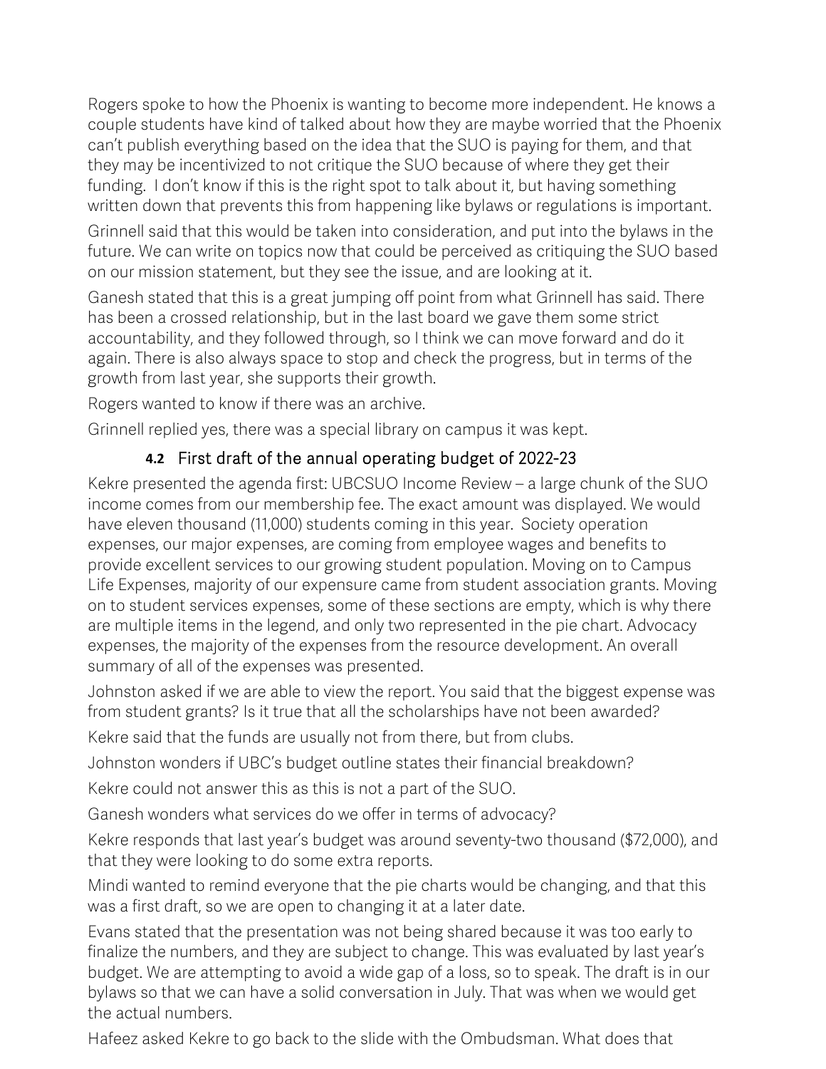Rogers spoke to how the Phoenix is wanting to become more independent. He knows a couple students have kind of talked about how they are maybe worried that the Phoenix can't publish everything based on the idea that the SUO is paying for them, and that they may be incentivized to not critique the SUO because of where they get their funding. I don't know if this is the right spot to talk about it, but having something written down that prevents this from happening like bylaws or regulations is important.

Grinnell said that this would be taken into consideration, and put into the bylaws in the future. We can write on topics now that could be perceived as critiquing the SUO based on our mission statement, but they see the issue, and are looking at it.

Ganesh stated that this is a great jumping off point from what Grinnell has said. There has been a crossed relationship, but in the last board we gave them some strict accountability, and they followed through, so I think we can move forward and do it again. There is also always space to stop and check the progress, but in terms of the growth from last year, she supports their growth.

Rogers wanted to know if there was an archive.

Grinnell replied yes, there was a special library on campus it was kept.

### 4.2 First draft of the annual operating budget of 2022-23

Kekre presented the agenda first: UBCSUO Income Review – a large chunk of the SUO income comes from our membership fee. The exact amount was displayed. We would have eleven thousand (11,000) students coming in this year. Society operation expenses, our major expenses, are coming from employee wages and benefits to provide excellent services to our growing student population. Moving on to Campus Life Expenses, majority of our expensure came from student association grants. Moving on to student services expenses, some of these sections are empty, which is why there are multiple items in the legend, and only two represented in the pie chart. Advocacy expenses, the majority of the expenses from the resource development. An overall summary of all of the expenses was presented.

Johnston asked if we are able to view the report. You said that the biggest expense was from student grants? Is it true that all the scholarships have not been awarded?

Kekre said that the funds are usually not from there, but from clubs.

Johnston wonders if UBC's budget outline states their financial breakdown?

Kekre could not answer this as this is not a part of the SUO.

Ganesh wonders what services do we offer in terms of advocacy?

Kekre responds that last year's budget was around seventy-two thousand ($72,000), and that they were looking to do some extra reports.

Mindi wanted to remind everyone that the pie charts would be changing, and that this was a first draft, so we are open to changing it at a later date.

Evans stated that the presentation was not being shared because it was too early to finalize the numbers, and they are subject to change. This was evaluated by last year's budget. We are attempting to avoid a wide gap of a loss, so to speak. The draft is in our bylaws so that we can have a solid conversation in July. That was when we would get the actual numbers.

Hafeez asked Kekre to go back to the slide with the Ombudsman. What does that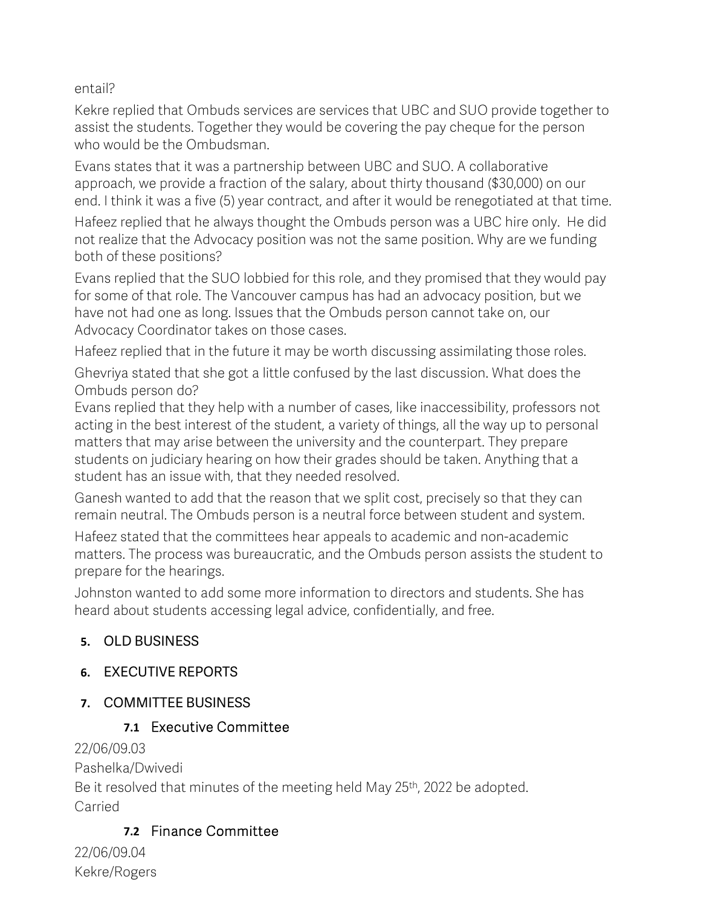entail?

Kekre replied that Ombuds services are services that UBC and SUO provide together to assist the students. Together they would be covering the pay cheque for the person who would be the Ombudsman.

Evans states that it was a partnership between UBC and SUO. A collaborative approach, we provide a fraction of the salary, about thirty thousand ($30,000) on our end. I think it was a five (5) year contract, and after it would be renegotiated at that time.

Hafeez replied that he always thought the Ombuds person was a UBC hire only. He did not realize that the Advocacy position was not the same position. Why are we funding both of these positions?

Evans replied that the SUO lobbied for this role, and they promised that they would pay for some of that role. The Vancouver campus has had an advocacy position, but we have not had one as long. Issues that the Ombuds person cannot take on, our Advocacy Coordinator takes on those cases.

Hafeez replied that in the future it may be worth discussing assimilating those roles.

Ghevriya stated that she got a little confused by the last discussion. What does the Ombuds person do?

Evans replied that they help with a number of cases, like inaccessibility, professors not acting in the best interest of the student, a variety of things, all the way up to personal matters that may arise between the university and the counterpart. They prepare students on judiciary hearing on how their grades should be taken. Anything that a student has an issue with, that they needed resolved.

Ganesh wanted to add that the reason that we split cost, precisely so that they can remain neutral. The Ombuds person is a neutral force between student and system.

Hafeez stated that the committees hear appeals to academic and non-academic matters. The process was bureaucratic, and the Ombuds person assists the student to prepare for the hearings.

Johnston wanted to add some more information to directors and students. She has heard about students accessing legal advice, confidentially, and free.

## 5. OLD BUSINESS

## 6. EXECUTIVE REPORTS

## 7. COMMITTEE BUSINESS

### 7.1 Executive Committee

22/06/09.03
Pashelka/Dwivedi
Be it resolved that minutes of the meeting held May 25th, 2022 be adopted.
Carried

### 7.2 Finance Committee

22/06/09.04
Kekre/Rogers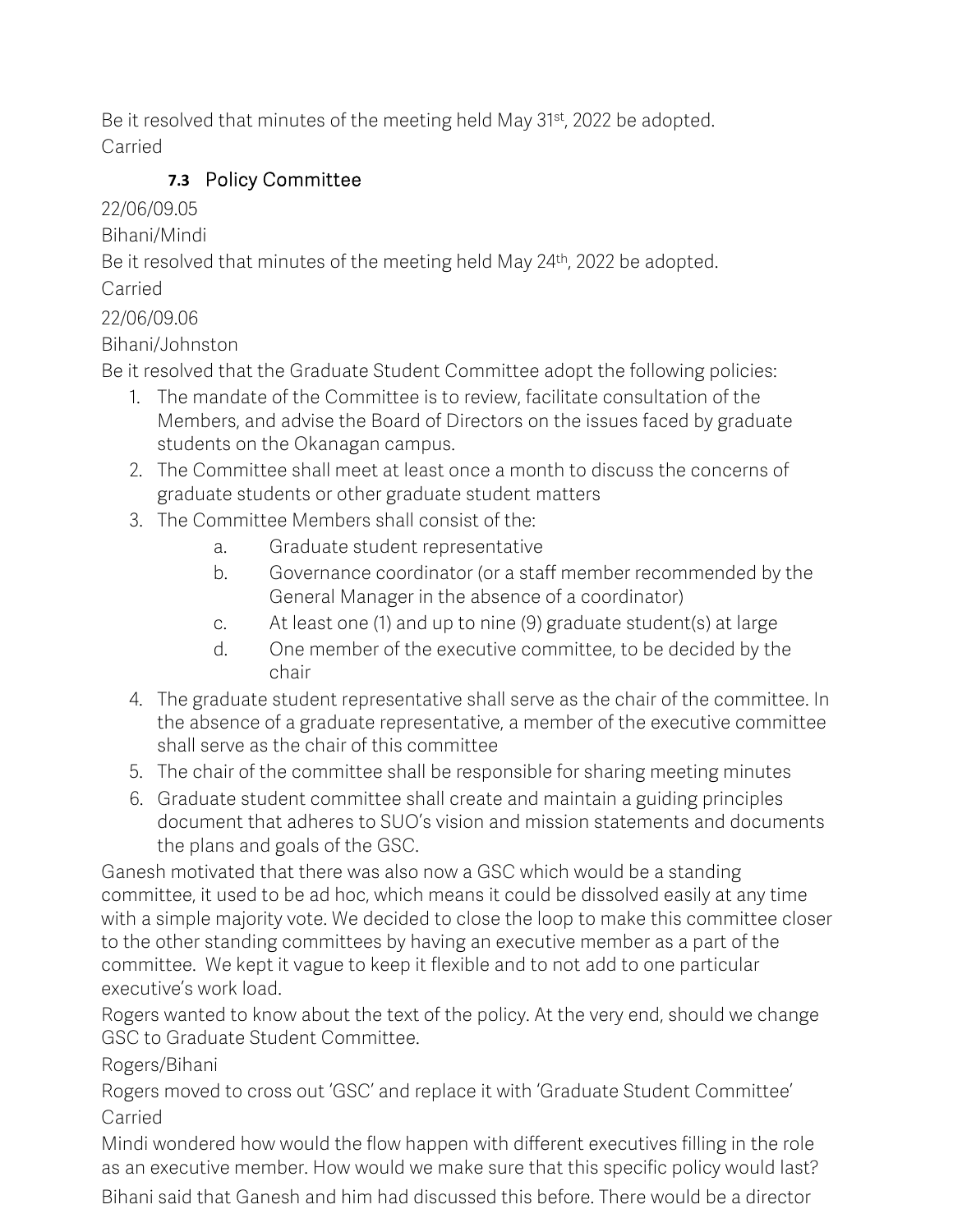Be it resolved that minutes of the meeting held May 31st, 2022 be adopted.
Carried

### 7.3 Policy Committee

22/06/09.05

Bihani/Mindi

Be it resolved that minutes of the meeting held May 24th, 2022 be adopted.

Carried

22/06/09.06

Bihani/Johnston

Be it resolved that the Graduate Student Committee adopt the following policies:

1. The mandate of the Committee is to review, facilitate consultation of the Members, and advise the Board of Directors on the issues faced by graduate students on the Okanagan campus.
2. The Committee shall meet at least once a month to discuss the concerns of graduate students or other graduate student matters
3. The Committee Members shall consist of the:
   a. Graduate student representative
   b. Governance coordinator (or a staff member recommended by the General Manager in the absence of a coordinator)
   c. At least one (1) and up to nine (9) graduate student(s) at large
   d. One member of the executive committee, to be decided by the chair
4. The graduate student representative shall serve as the chair of the committee. In the absence of a graduate representative, a member of the executive committee shall serve as the chair of this committee
5. The chair of the committee shall be responsible for sharing meeting minutes
6. Graduate student committee shall create and maintain a guiding principles document that adheres to SUO's vision and mission statements and documents the plans and goals of the GSC.

Ganesh motivated that there was also now a GSC which would be a standing committee, it used to be ad hoc, which means it could be dissolved easily at any time with a simple majority vote. We decided to close the loop to make this committee closer to the other standing committees by having an executive member as a part of the committee. We kept it vague to keep it flexible and to not add to one particular executive's work load.

Rogers wanted to know about the text of the policy. At the very end, should we change GSC to Graduate Student Committee.

Rogers/Bihani

Rogers moved to cross out 'GSC' and replace it with 'Graduate Student Committee'
Carried

Mindi wondered how would the flow happen with different executives filling in the role as an executive member. How would we make sure that this specific policy would last?

Bihani said that Ganesh and him had discussed this before. There would be a director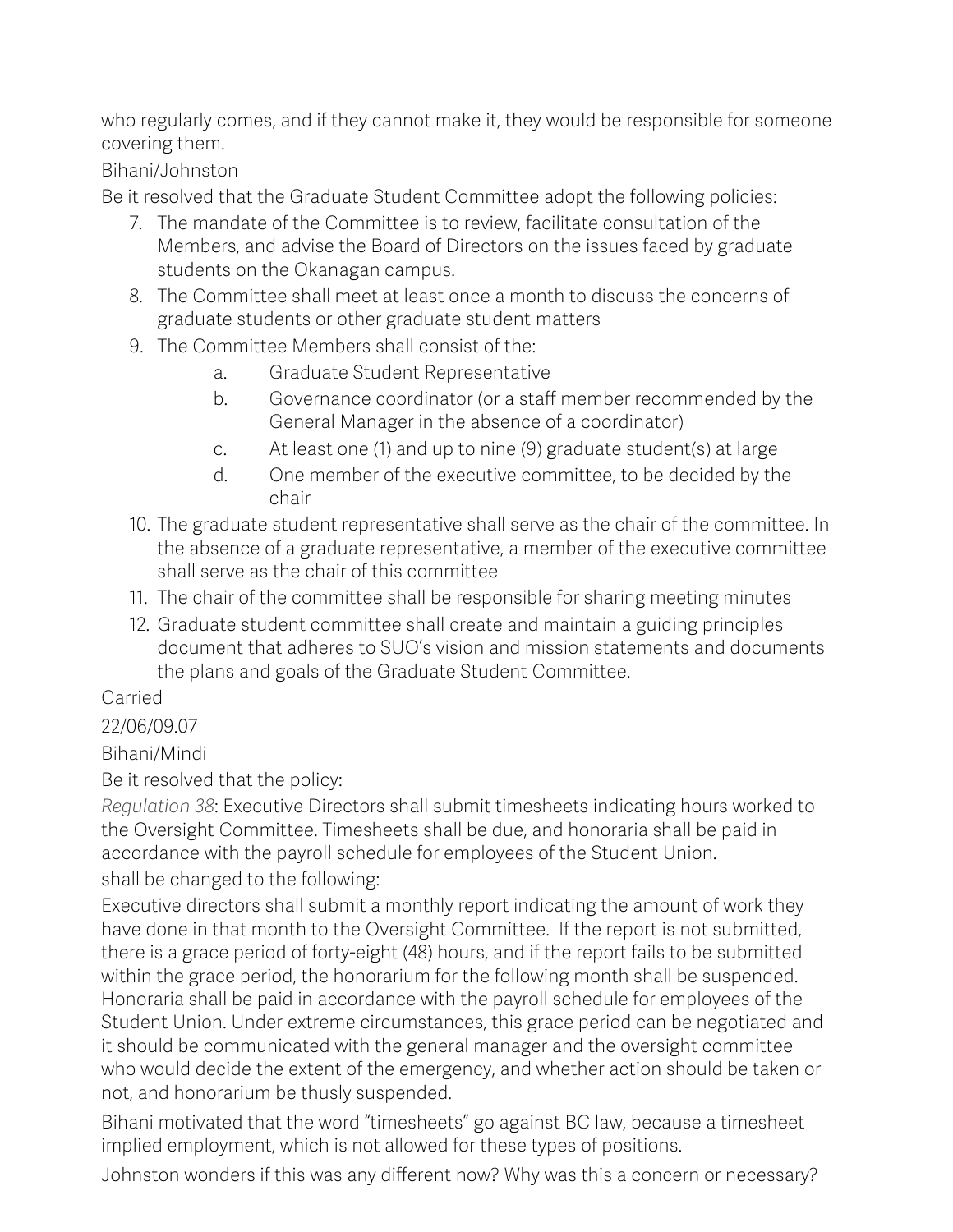who regularly comes, and if they cannot make it, they would be responsible for someone covering them.

Bihani/Johnston

Be it resolved that the Graduate Student Committee adopt the following policies:

7. The mandate of the Committee is to review, facilitate consultation of the Members, and advise the Board of Directors on the issues faced by graduate students on the Okanagan campus.
8. The Committee shall meet at least once a month to discuss the concerns of graduate students or other graduate student matters
9. The Committee Members shall consist of the:
   a. Graduate Student Representative
   b. Governance coordinator (or a staff member recommended by the General Manager in the absence of a coordinator)
   c. At least one (1) and up to nine (9) graduate student(s) at large
   d. One member of the executive committee, to be decided by the chair
10. The graduate student representative shall serve as the chair of the committee. In the absence of a graduate representative, a member of the executive committee shall serve as the chair of this committee
11. The chair of the committee shall be responsible for sharing meeting minutes
12. Graduate student committee shall create and maintain a guiding principles document that adheres to SUO's vision and mission statements and documents the plans and goals of the Graduate Student Committee.

Carried

22/06/09.07

Bihani/Mindi

Be it resolved that the policy:

*Regulation 38*: Executive Directors shall submit timesheets indicating hours worked to the Oversight Committee. Timesheets shall be due, and honoraria shall be paid in accordance with the payroll schedule for employees of the Student Union.

shall be changed to the following:

Executive directors shall submit a monthly report indicating the amount of work they have done in that month to the Oversight Committee. If the report is not submitted, there is a grace period of forty-eight (48) hours, and if the report fails to be submitted within the grace period, the honorarium for the following month shall be suspended. Honoraria shall be paid in accordance with the payroll schedule for employees of the Student Union. Under extreme circumstances, this grace period can be negotiated and it should be communicated with the general manager and the oversight committee who would decide the extent of the emergency, and whether action should be taken or not, and honorarium be thusly suspended.

Bihani motivated that the word "timesheets" go against BC law, because a timesheet implied employment, which is not allowed for these types of positions.

Johnston wonders if this was any different now? Why was this a concern or necessary?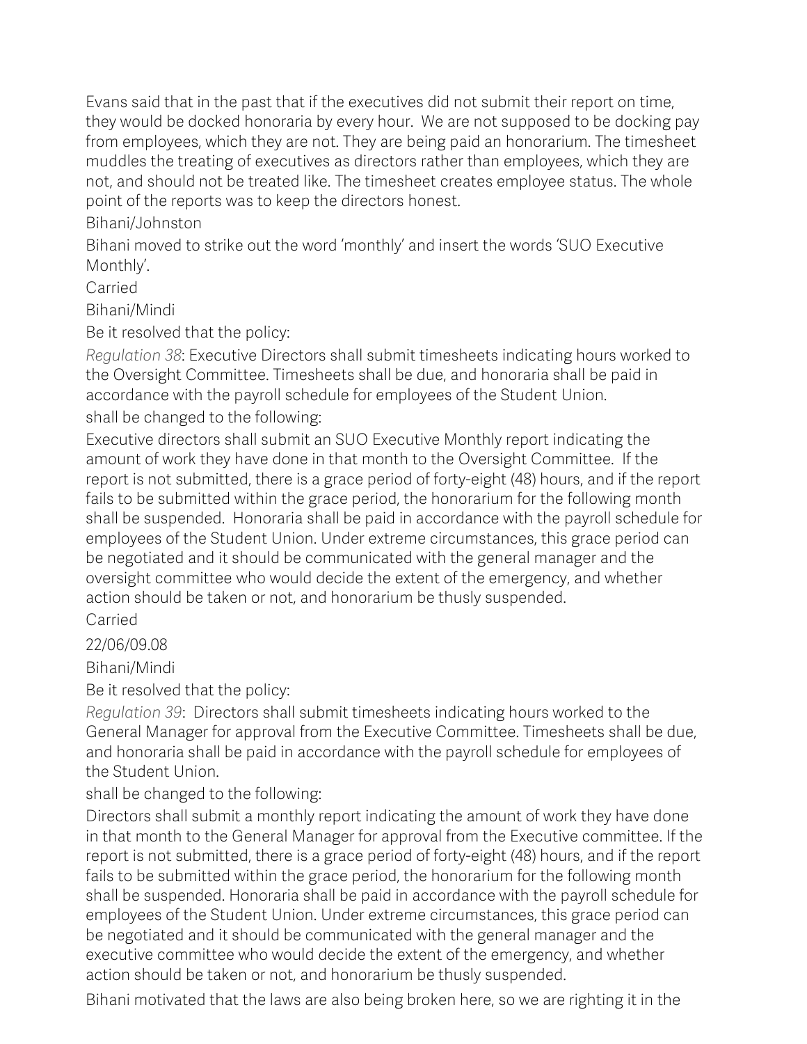Evans said that in the past that if the executives did not submit their report on time, they would be docked honoraria by every hour. We are not supposed to be docking pay from employees, which they are not. They are being paid an honorarium. The timesheet muddles the treating of executives as directors rather than employees, which they are not, and should not be treated like. The timesheet creates employee status. The whole point of the reports was to keep the directors honest.

Bihani/Johnston

Bihani moved to strike out the word 'monthly' and insert the words 'SUO Executive Monthly'.

Carried

Bihani/Mindi

Be it resolved that the policy:

*Regulation 38*: Executive Directors shall submit timesheets indicating hours worked to the Oversight Committee. Timesheets shall be due, and honoraria shall be paid in accordance with the payroll schedule for employees of the Student Union.

shall be changed to the following:

Executive directors shall submit an SUO Executive Monthly report indicating the amount of work they have done in that month to the Oversight Committee. If the report is not submitted, there is a grace period of forty-eight (48) hours, and if the report fails to be submitted within the grace period, the honorarium for the following month shall be suspended. Honoraria shall be paid in accordance with the payroll schedule for employees of the Student Union. Under extreme circumstances, this grace period can be negotiated and it should be communicated with the general manager and the oversight committee who would decide the extent of the emergency, and whether action should be taken or not, and honorarium be thusly suspended.

Carried

22/06/09.08

Bihani/Mindi

Be it resolved that the policy:

*Regulation 39*: Directors shall submit timesheets indicating hours worked to the General Manager for approval from the Executive Committee. Timesheets shall be due, and honoraria shall be paid in accordance with the payroll schedule for employees of the Student Union.

shall be changed to the following:

Directors shall submit a monthly report indicating the amount of work they have done in that month to the General Manager for approval from the Executive committee. If the report is not submitted, there is a grace period of forty-eight (48) hours, and if the report fails to be submitted within the grace period, the honorarium for the following month shall be suspended. Honoraria shall be paid in accordance with the payroll schedule for employees of the Student Union. Under extreme circumstances, this grace period can be negotiated and it should be communicated with the general manager and the executive committee who would decide the extent of the emergency, and whether action should be taken or not, and honorarium be thusly suspended.

Bihani motivated that the laws are also being broken here, so we are righting it in the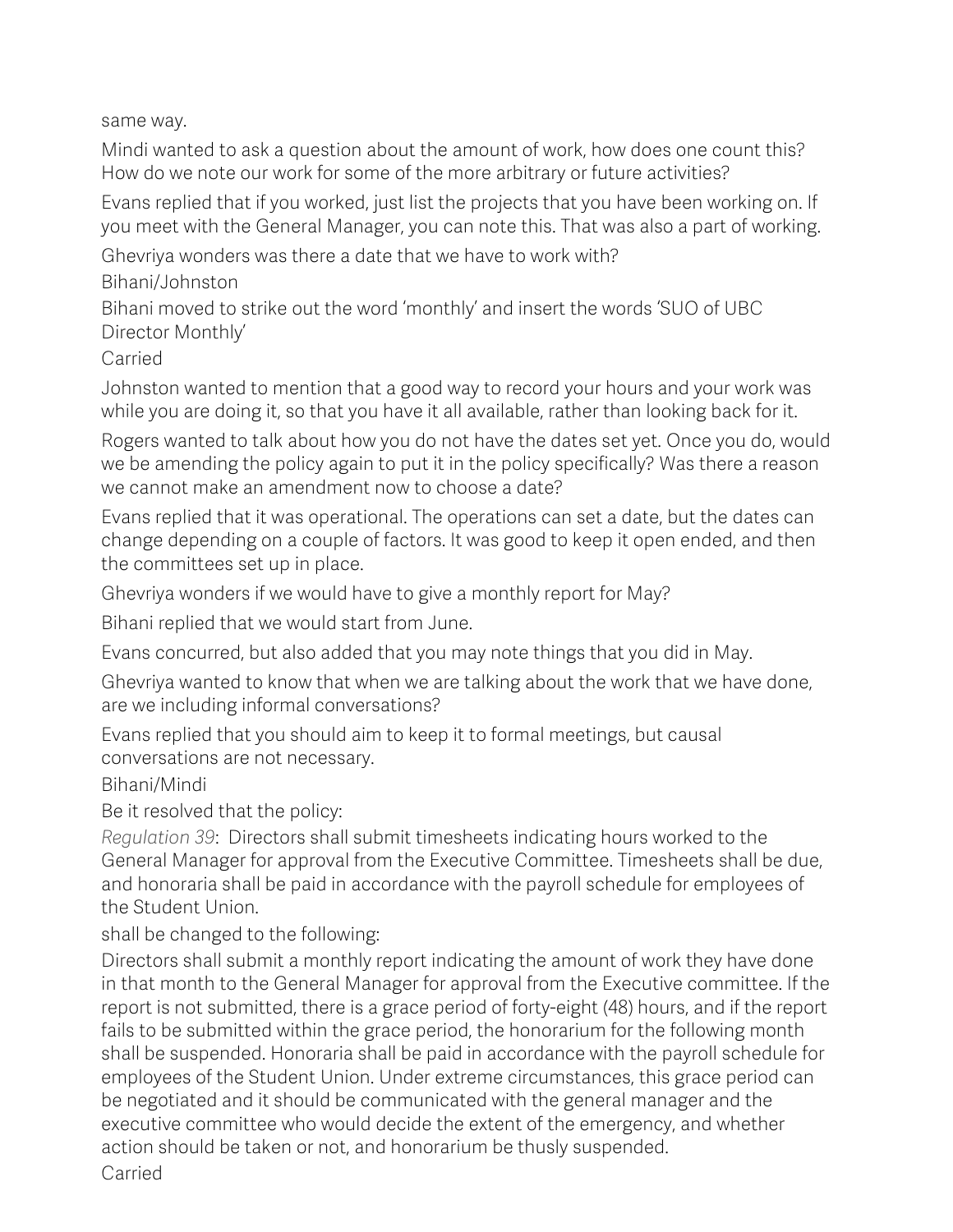same way.

Mindi wanted to ask a question about the amount of work, how does one count this? How do we note our work for some of the more arbitrary or future activities?

Evans replied that if you worked, just list the projects that you have been working on. If you meet with the General Manager, you can note this. That was also a part of working.

Ghevriya wonders was there a date that we have to work with?

Bihani/Johnston

Bihani moved to strike out the word 'monthly' and insert the words 'SUO of UBC Director Monthly'

Carried

Johnston wanted to mention that a good way to record your hours and your work was while you are doing it, so that you have it all available, rather than looking back for it.

Rogers wanted to talk about how you do not have the dates set yet. Once you do, would we be amending the policy again to put it in the policy specifically? Was there a reason we cannot make an amendment now to choose a date?

Evans replied that it was operational. The operations can set a date, but the dates can change depending on a couple of factors. It was good to keep it open ended, and then the committees set up in place.

Ghevriya wonders if we would have to give a monthly report for May?

Bihani replied that we would start from June.

Evans concurred, but also added that you may note things that you did in May.

Ghevriya wanted to know that when we are talking about the work that we have done, are we including informal conversations?

Evans replied that you should aim to keep it to formal meetings, but causal conversations are not necessary.

Bihani/Mindi

Be it resolved that the policy:

*Regulation 39*: Directors shall submit timesheets indicating hours worked to the General Manager for approval from the Executive Committee. Timesheets shall be due, and honoraria shall be paid in accordance with the payroll schedule for employees of the Student Union.

shall be changed to the following:

Directors shall submit a monthly report indicating the amount of work they have done in that month to the General Manager for approval from the Executive committee. If the report is not submitted, there is a grace period of forty-eight (48) hours, and if the report fails to be submitted within the grace period, the honorarium for the following month shall be suspended. Honoraria shall be paid in accordance with the payroll schedule for employees of the Student Union. Under extreme circumstances, this grace period can be negotiated and it should be communicated with the general manager and the executive committee who would decide the extent of the emergency, and whether action should be taken or not, and honorarium be thusly suspended.

Carried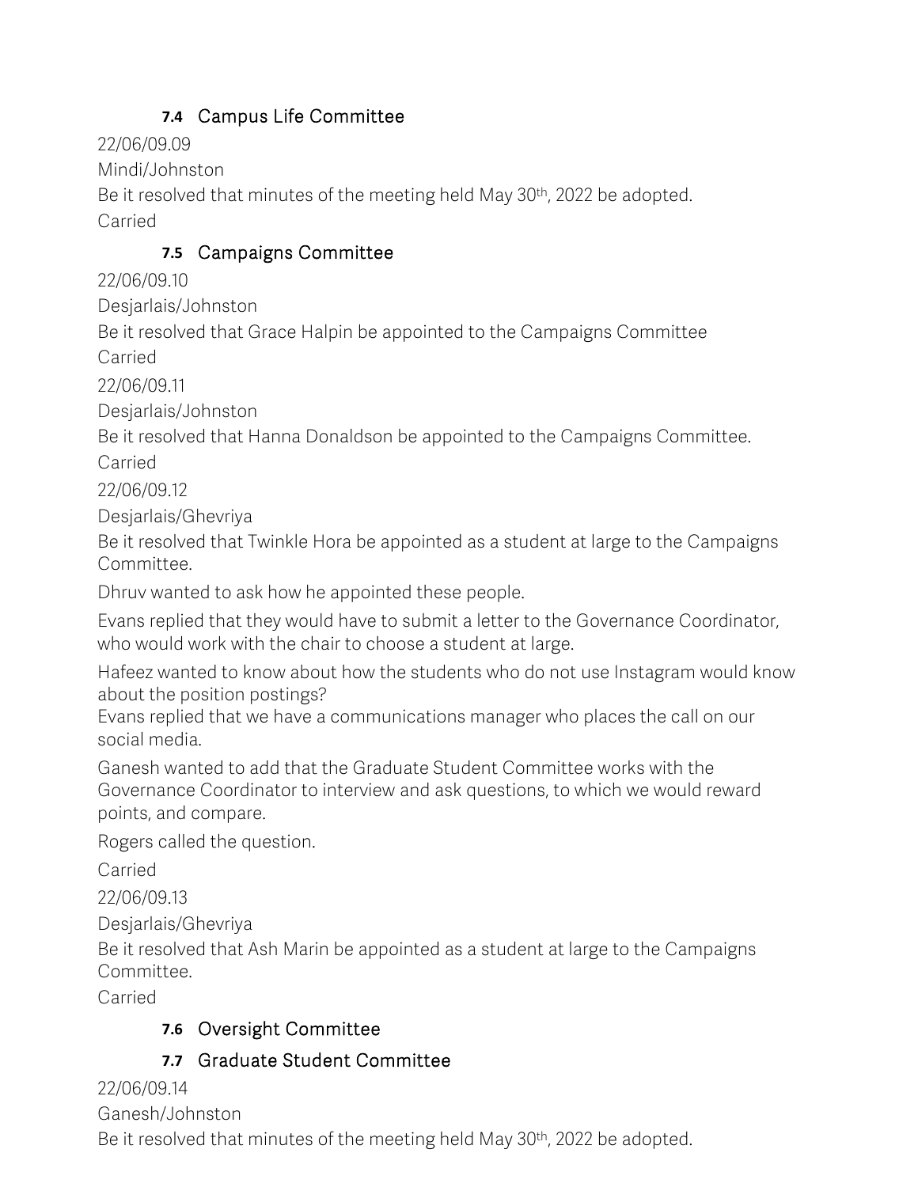### 7.4 Campus Life Committee

22/06/09.09

Mindi/Johnston

Be it resolved that minutes of the meeting held May 30th, 2022 be adopted.

Carried

### 7.5 Campaigns Committee

22/06/09.10

Desjarlais/Johnston

Be it resolved that Grace Halpin be appointed to the Campaigns Committee

Carried

22/06/09.11

Desjarlais/Johnston

Be it resolved that Hanna Donaldson be appointed to the Campaigns Committee.

Carried

22/06/09.12

Desjarlais/Ghevriya

Be it resolved that Twinkle Hora be appointed as a student at large to the Campaigns Committee.

Dhruv wanted to ask how he appointed these people.

Evans replied that they would have to submit a letter to the Governance Coordinator, who would work with the chair to choose a student at large.

Hafeez wanted to know about how the students who do not use Instagram would know about the position postings?

Evans replied that we have a communications manager who places the call on our social media.

Ganesh wanted to add that the Graduate Student Committee works with the Governance Coordinator to interview and ask questions, to which we would reward points, and compare.

Rogers called the question.

Carried

22/06/09.13

Desjarlais/Ghevriya

Be it resolved that Ash Marin be appointed as a student at large to the Campaigns Committee.

Carried

### 7.6 Oversight Committee

### 7.7 Graduate Student Committee

22/06/09.14

Ganesh/Johnston

Be it resolved that minutes of the meeting held May 30th, 2022 be adopted.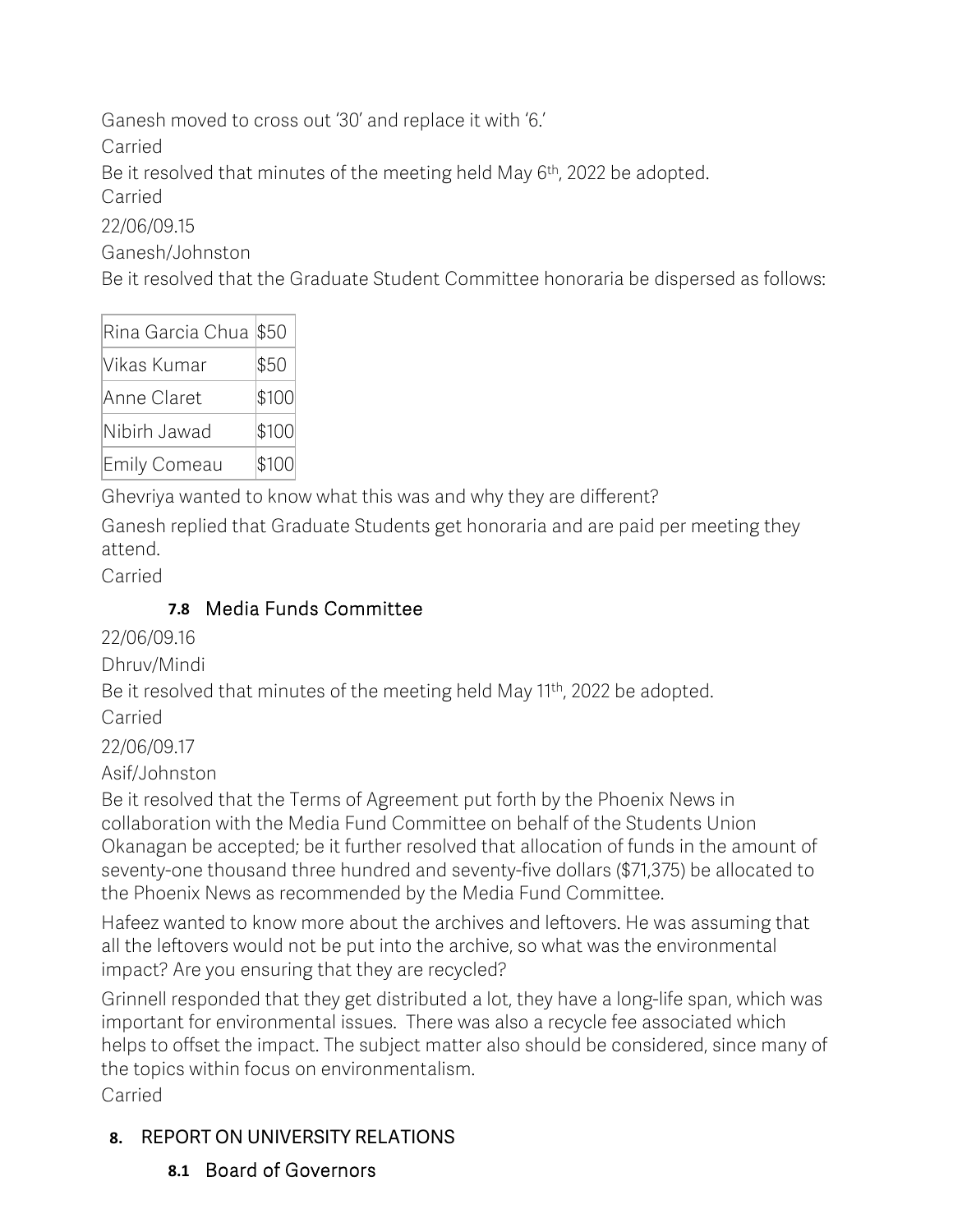Ganesh moved to cross out '30' and replace it with '6.'

Carried

Be it resolved that minutes of the meeting held May 6th, 2022 be adopted.

Carried

22/06/09.15

Ganesh/Johnston

Be it resolved that the Graduate Student Committee honoraria be dispersed as follows:

| Rina Garcia Chua | $50 |
|---|---|
| Vikas Kumar | $50 |
| Anne Claret | $100 |
| Nibirh Jawad | $100 |
| Emily Comeau | $100 |

Ghevriya wanted to know what this was and why they are different?

Ganesh replied that Graduate Students get honoraria and are paid per meeting they attend.

Carried

### 7.8 Media Funds Committee

22/06/09.16

Dhruv/Mindi

Be it resolved that minutes of the meeting held May 11th, 2022 be adopted.

Carried

22/06/09.17

Asif/Johnston

Be it resolved that the Terms of Agreement put forth by the Phoenix News in collaboration with the Media Fund Committee on behalf of the Students Union Okanagan be accepted; be it further resolved that allocation of funds in the amount of seventy-one thousand three hundred and seventy-five dollars ($71,375) be allocated to the Phoenix News as recommended by the Media Fund Committee.

Hafeez wanted to know more about the archives and leftovers. He was assuming that all the leftovers would not be put into the archive, so what was the environmental impact? Are you ensuring that they are recycled?

Grinnell responded that they get distributed a lot, they have a long-life span, which was important for environmental issues. There was also a recycle fee associated which helps to offset the impact. The subject matter also should be considered, since many of the topics within focus on environmentalism.

Carried

## 8. REPORT ON UNIVERSITY RELATIONS

### 8.1 Board of Governors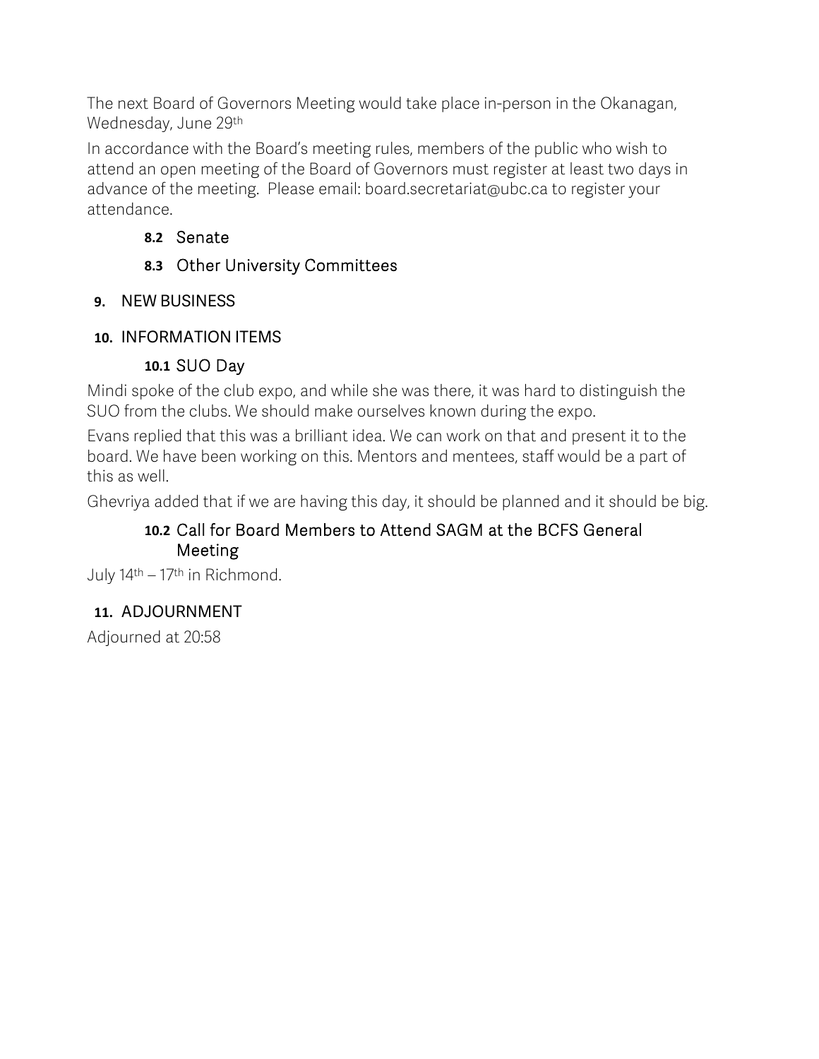The next Board of Governors Meeting would take place in-person in the Okanagan, Wednesday, June 29th

In accordance with the Board's meeting rules, members of the public who wish to attend an open meeting of the Board of Governors must register at least two days in advance of the meeting. Please email: board.secretariat@ubc.ca to register your attendance.

### 8.2 Senate

### 8.3 Other University Committees

## 9. NEW BUSINESS

## 10. INFORMATION ITEMS

### 10.1 SUO Day

Mindi spoke of the club expo, and while she was there, it was hard to distinguish the SUO from the clubs. We should make ourselves known during the expo.

Evans replied that this was a brilliant idea. We can work on that and present it to the board. We have been working on this. Mentors and mentees, staff would be a part of this as well.

Ghevriya added that if we are having this day, it should be planned and it should be big.

### 10.2 Call for Board Members to Attend SAGM at the BCFS General Meeting

July 14th – 17th in Richmond.

## 11. ADJOURNMENT

Adjourned at 20:58